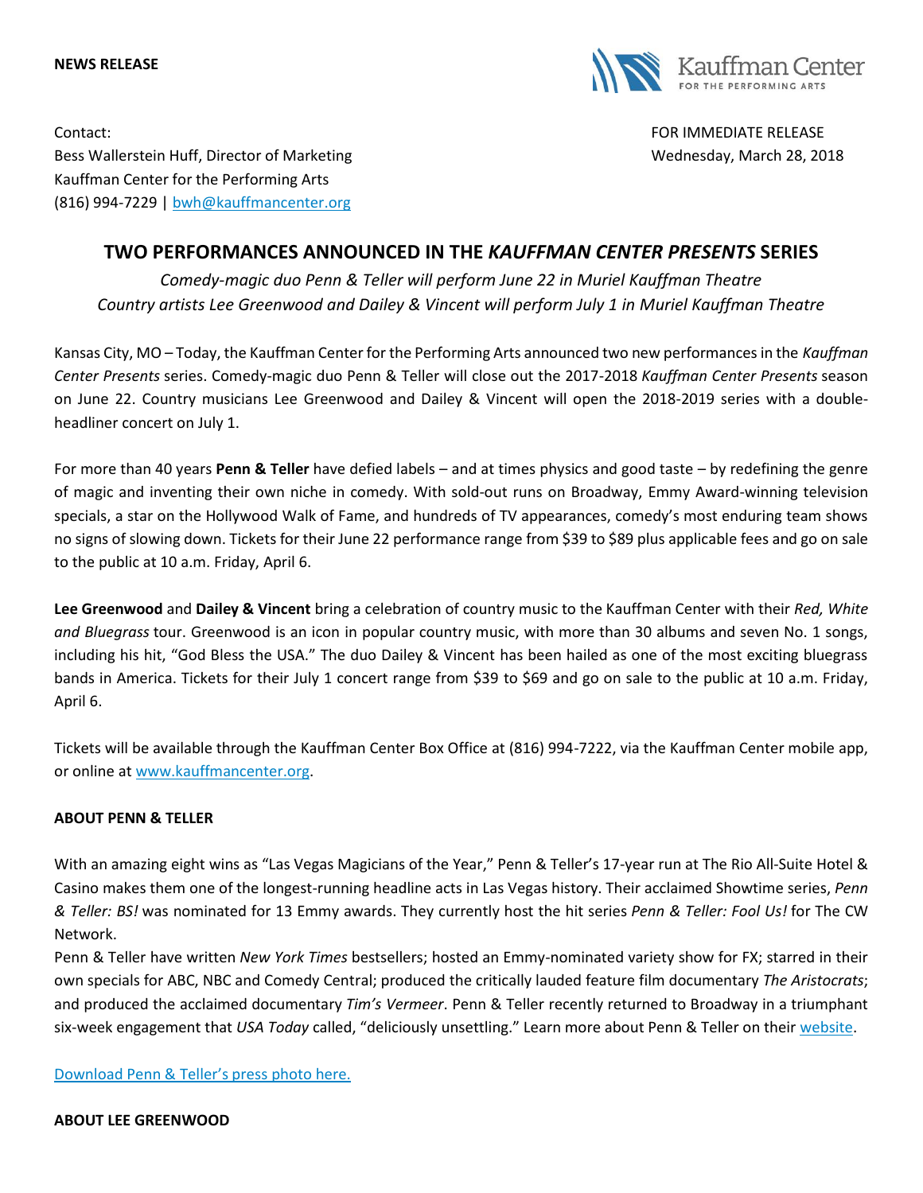**NEWS RELEASE**

Kauffman Center FOR THE PERFORMING ARTS

Contact:
Bess Wallerstein Huff, Director of Marketing
Kauffman Center for the Performing Arts
(816) 994-7229 | bwh@kauffmancenter.org

FOR IMMEDIATE RELEASE
Wednesday, March 28, 2018

# TWO PERFORMANCES ANNOUNCED IN THE *KAUFFMAN CENTER PRESENTS* SERIES

*Comedy-magic duo Penn & Teller will perform June 22 in Muriel Kauffman Theatre*
*Country artists Lee Greenwood and Dailey & Vincent will perform July 1 in Muriel Kauffman Theatre*

Kansas City, MO – Today, the Kauffman Center for the Performing Arts announced two new performances in the *Kauffman Center Presents* series. Comedy-magic duo Penn & Teller will close out the 2017-2018 *Kauffman Center Presents* season on June 22. Country musicians Lee Greenwood and Dailey & Vincent will open the 2018-2019 series with a double-headliner concert on July 1.

For more than 40 years **Penn & Teller** have defied labels – and at times physics and good taste – by redefining the genre of magic and inventing their own niche in comedy. With sold-out runs on Broadway, Emmy Award-winning television specials, a star on the Hollywood Walk of Fame, and hundreds of TV appearances, comedy's most enduring team shows no signs of slowing down. Tickets for their June 22 performance range from $39 to $89 plus applicable fees and go on sale to the public at 10 a.m. Friday, April 6.

**Lee Greenwood** and **Dailey & Vincent** bring a celebration of country music to the Kauffman Center with their *Red, White and Bluegrass* tour. Greenwood is an icon in popular country music, with more than 30 albums and seven No. 1 songs, including his hit, "God Bless the USA." The duo Dailey & Vincent has been hailed as one of the most exciting bluegrass bands in America. Tickets for their July 1 concert range from $39 to $69 and go on sale to the public at 10 a.m. Friday, April 6.

Tickets will be available through the Kauffman Center Box Office at (816) 994-7222, via the Kauffman Center mobile app, or online at www.kauffmancenter.org.

**ABOUT PENN & TELLER**

With an amazing eight wins as "Las Vegas Magicians of the Year," Penn & Teller's 17-year run at The Rio All-Suite Hotel & Casino makes them one of the longest-running headline acts in Las Vegas history. Their acclaimed Showtime series, *Penn & Teller: BS!* was nominated for 13 Emmy awards. They currently host the hit series *Penn & Teller: Fool Us!* for The CW Network.

Penn & Teller have written *New York Times* bestsellers; hosted an Emmy-nominated variety show for FX; starred in their own specials for ABC, NBC and Comedy Central; produced the critically lauded feature film documentary *The Aristocrats*; and produced the acclaimed documentary *Tim's Vermeer*. Penn & Teller recently returned to Broadway in a triumphant six-week engagement that *USA Today* called, "deliciously unsettling." Learn more about Penn & Teller on their website.

Download Penn & Teller's press photo here.

**ABOUT LEE GREENWOOD**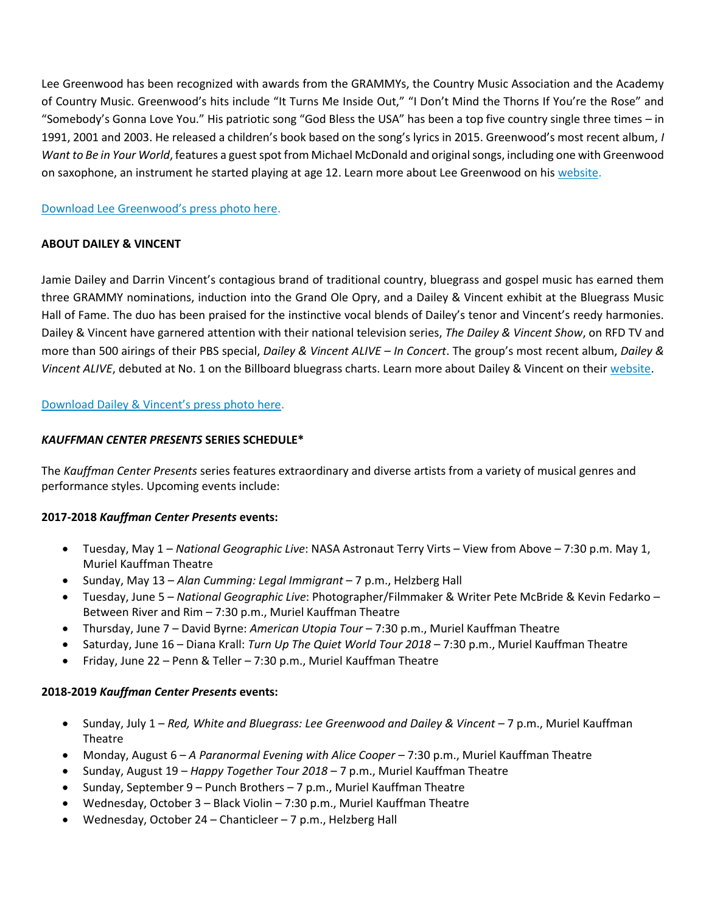Lee Greenwood has been recognized with awards from the GRAMMYs, the Country Music Association and the Academy of Country Music. Greenwood's hits include "It Turns Me Inside Out," "I Don't Mind the Thorns If You're the Rose" and "Somebody's Gonna Love You." His patriotic song "God Bless the USA" has been a top five country single three times – in 1991, 2001 and 2003. He released a children's book based on the song's lyrics in 2015. Greenwood's most recent album, *I Want to Be in Your World*, features a guest spot from Michael McDonald and original songs, including one with Greenwood on saxophone, an instrument he started playing at age 12. Learn more about Lee Greenwood on his website.

Download Lee Greenwood's press photo here.

**ABOUT DAILEY & VINCENT**

Jamie Dailey and Darrin Vincent's contagious brand of traditional country, bluegrass and gospel music has earned them three GRAMMY nominations, induction into the Grand Ole Opry, and a Dailey & Vincent exhibit at the Bluegrass Music Hall of Fame. The duo has been praised for the instinctive vocal blends of Dailey's tenor and Vincent's reedy harmonies. Dailey & Vincent have garnered attention with their national television series, *The Dailey & Vincent Show*, on RFD TV and more than 500 airings of their PBS special, *Dailey & Vincent ALIVE – In Concert*. The group's most recent album, *Dailey & Vincent ALIVE*, debuted at No. 1 on the Billboard bluegrass charts. Learn more about Dailey & Vincent on their website.

Download Dailey & Vincent's press photo here.

***KAUFFMAN CENTER PRESENTS* SERIES SCHEDULE***

The *Kauffman Center Presents* series features extraordinary and diverse artists from a variety of musical genres and performance styles. Upcoming events include:

**2017-2018 *Kauffman Center Presents* events:**

- Tuesday, May 1 – *National Geographic Live*: NASA Astronaut Terry Virts – View from Above – 7:30 p.m. May 1, Muriel Kauffman Theatre
- Sunday, May 13 – *Alan Cumming: Legal Immigrant* – 7 p.m., Helzberg Hall
- Tuesday, June 5 – *National Geographic Live*: Photographer/Filmmaker & Writer Pete McBride & Kevin Fedarko – Between River and Rim – 7:30 p.m., Muriel Kauffman Theatre
- Thursday, June 7 – David Byrne: *American Utopia Tour* – 7:30 p.m., Muriel Kauffman Theatre
- Saturday, June 16 – Diana Krall: *Turn Up The Quiet World Tour 2018* – 7:30 p.m., Muriel Kauffman Theatre
- Friday, June 22 – Penn & Teller – 7:30 p.m., Muriel Kauffman Theatre

**2018-2019 *Kauffman Center Presents* events:**

- Sunday, July 1 – *Red, White and Bluegrass: Lee Greenwood and Dailey & Vincent* – 7 p.m., Muriel Kauffman Theatre
- Monday, August 6 – *A Paranormal Evening with Alice Cooper* – 7:30 p.m., Muriel Kauffman Theatre
- Sunday, August 19 – *Happy Together Tour 2018* – 7 p.m., Muriel Kauffman Theatre
- Sunday, September 9 – Punch Brothers – 7 p.m., Muriel Kauffman Theatre
- Wednesday, October 3 – Black Violin – 7:30 p.m., Muriel Kauffman Theatre
- Wednesday, October 24 – Chanticleer – 7 p.m., Helzberg Hall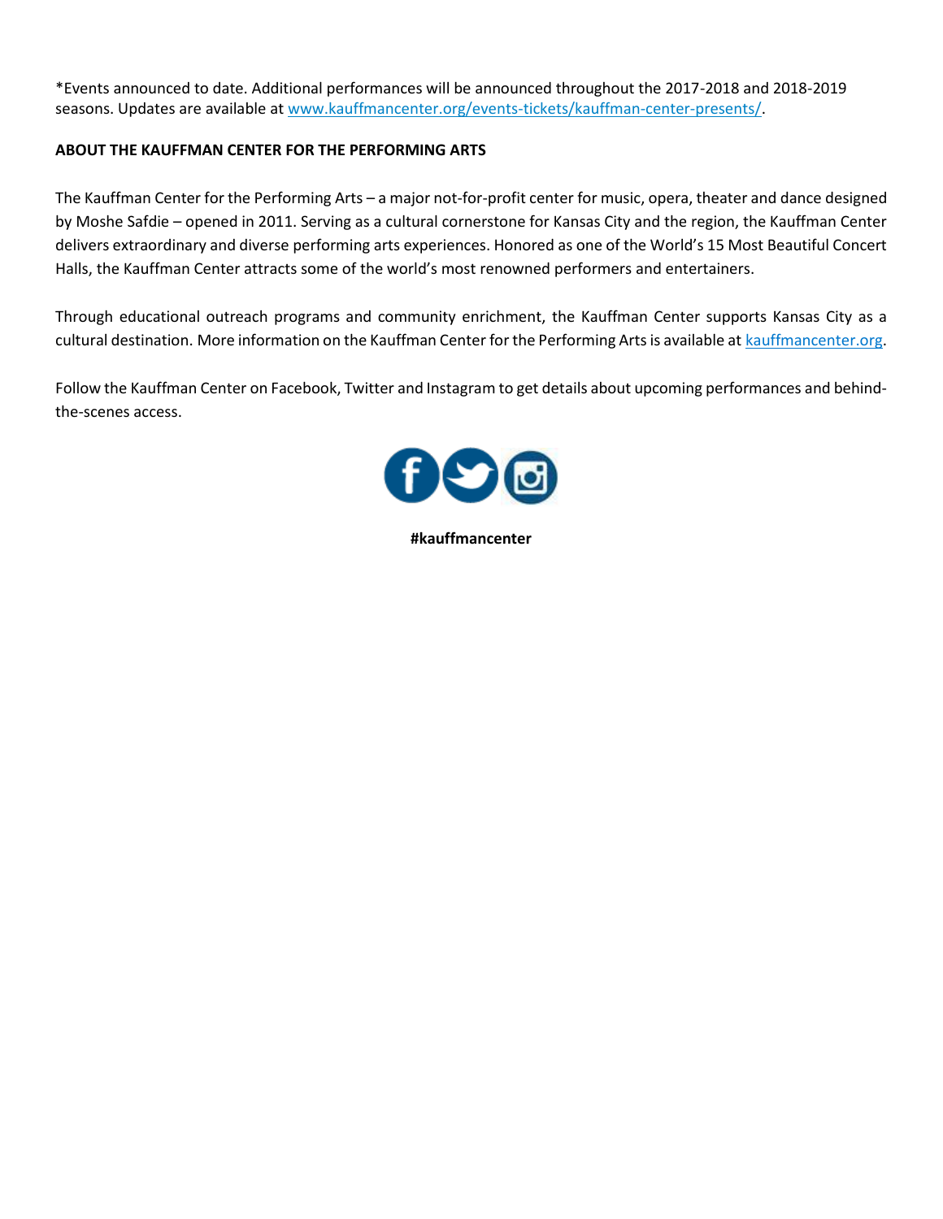*Events announced to date. Additional performances will be announced throughout the 2017-2018 and 2018-2019 seasons. Updates are available at [www.kauffmancenter.org/events-tickets/kauffman-center-presents/](http://www.kauffmancenter.org/events-tickets/kauffman-center-presents/).

**ABOUT THE KAUFFMAN CENTER FOR THE PERFORMING ARTS**

The Kauffman Center for the Performing Arts – a major not-for-profit center for music, opera, theater and dance designed by Moshe Safdie – opened in 2011. Serving as a cultural cornerstone for Kansas City and the region, the Kauffman Center delivers extraordinary and diverse performing arts experiences. Honored as one of the World's 15 Most Beautiful Concert Halls, the Kauffman Center attracts some of the world's most renowned performers and entertainers.

Through educational outreach programs and community enrichment, the Kauffman Center supports Kansas City as a cultural destination. More information on the Kauffman Center for the Performing Arts is available at [kauffmancenter.org](http://kauffmancenter.org).

Follow the Kauffman Center on Facebook, Twitter and Instagram to get details about upcoming performances and behind-the-scenes access.

**#kauffmancenter**